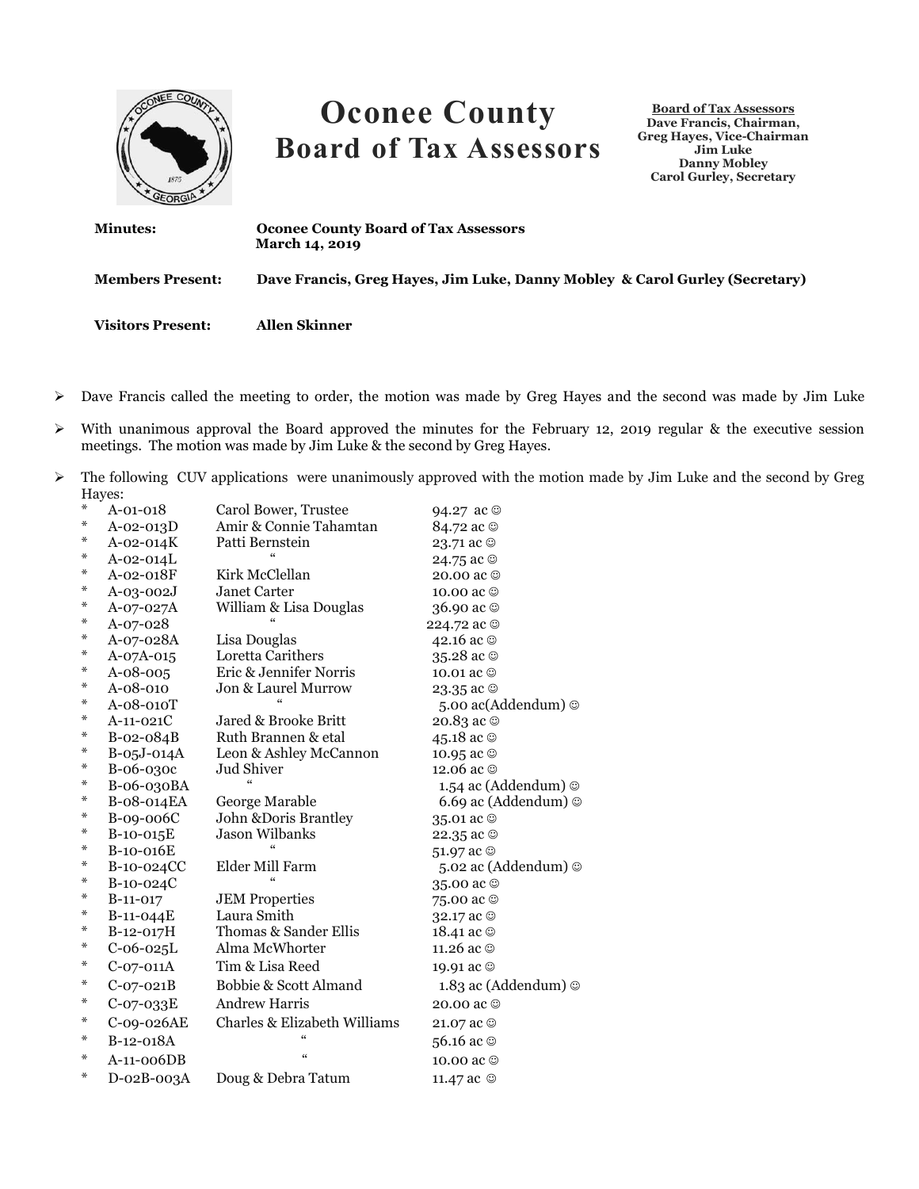# Oconee County Board of Tax Assessors

**Board of Tax Assessors**
**Dave Francis, Chairman,**
**Greg Hayes, Vice-Chairman**
**Jim Luke**
**Danny Mobley**
**Carol Gurley, Secretary**

**Minutes:** **Oconee County Board of Tax Assessors**
**March 14, 2019**

**Members Present:** **Dave Francis, Greg Hayes, Jim Luke, Danny Mobley & Carol Gurley (Secretary)**

**Visitors Present:** **Allen Skinner**

- Dave Francis called the meeting to order, the motion was made by Greg Hayes and the second was made by Jim Luke
- With unanimous approval the Board approved the minutes for the February 12, 2019 regular & the executive session meetings. The motion was made by Jim Luke & the second by Greg Hayes.
- The following CUV applications were unanimously approved with the motion made by Jim Luke and the second by Greg Hayes:

| | | | |
|---|---|---|---|
| * | A-01-018 | Carol Bower, Trustee | 94.27 ac ☺ |
| * | A-02-013D | Amir & Connie Tahamtan | 84.72 ac ☺ |
| * | A-02-014K | Patti Bernstein | 23.71 ac ☺ |
| * | A-02-014L | " | 24.75 ac ☺ |
| * | A-02-018F | Kirk McClellan | 20.00 ac ☺ |
| * | A-03-002J | Janet Carter | 10.00 ac ☺ |
| * | A-07-027A | William & Lisa Douglas | 36.90 ac ☺ |
| * | A-07-028 | " | 224.72 ac ☺ |
| * | A-07-028A | Lisa Douglas | 42.16 ac ☺ |
| * | A-07A-015 | Loretta Carithers | 35.28 ac ☺ |
| * | A-08-005 | Eric & Jennifer Norris | 10.01 ac ☺ |
| * | A-08-010 | Jon & Laurel Murrow | 23.35 ac ☺ |
| * | A-08-010T | " | 5.00 ac(Addendum) ☺ |
| * | A-11-021C | Jared & Brooke Britt | 20.83 ac ☺ |
| * | B-02-084B | Ruth Brannen & etal | 45.18 ac ☺ |
| * | B-05J-014A | Leon & Ashley McCannon | 10.95 ac ☺ |
| * | B-06-030c | Jud Shiver | 12.06 ac ☺ |
| * | B-06-030BA | " | 1.54 ac (Addendum) ☺ |
| * | B-08-014EA | George Marable | 6.69 ac (Addendum) ☺ |
| * | B-09-006C | John &Doris Brantley | 35.01 ac ☺ |
| * | B-10-015E | Jason Wilbanks | 22.35 ac ☺ |
| * | B-10-016E | " | 51.97 ac ☺ |
| * | B-10-024CC | Elder Mill Farm | 5.02 ac (Addendum) ☺ |
| * | B-10-024C | " | 35.00 ac ☺ |
| * | B-11-017 | JEM Properties | 75.00 ac ☺ |
| * | B-11-044E | Laura Smith | 32.17 ac ☺ |
| * | B-12-017H | Thomas & Sander Ellis | 18.41 ac ☺ |
| * | C-06-025L | Alma McWhorter | 11.26 ac ☺ |
| * | C-07-011A | Tim & Lisa Reed | 19.91 ac ☺ |
| * | C-07-021B | Bobbie & Scott Almand | 1.83 ac (Addendum) ☺ |
| * | C-07-033E | Andrew Harris | 20.00 ac ☺ |
| * | C-09-026AE | Charles & Elizabeth Williams | 21.07 ac ☺ |
| * | B-12-018A | " | 56.16 ac ☺ |
| * | A-11-006DB | " | 10.00 ac ☺ |
| * | D-02B-003A | Doug & Debra Tatum | 11.47 ac ☺ |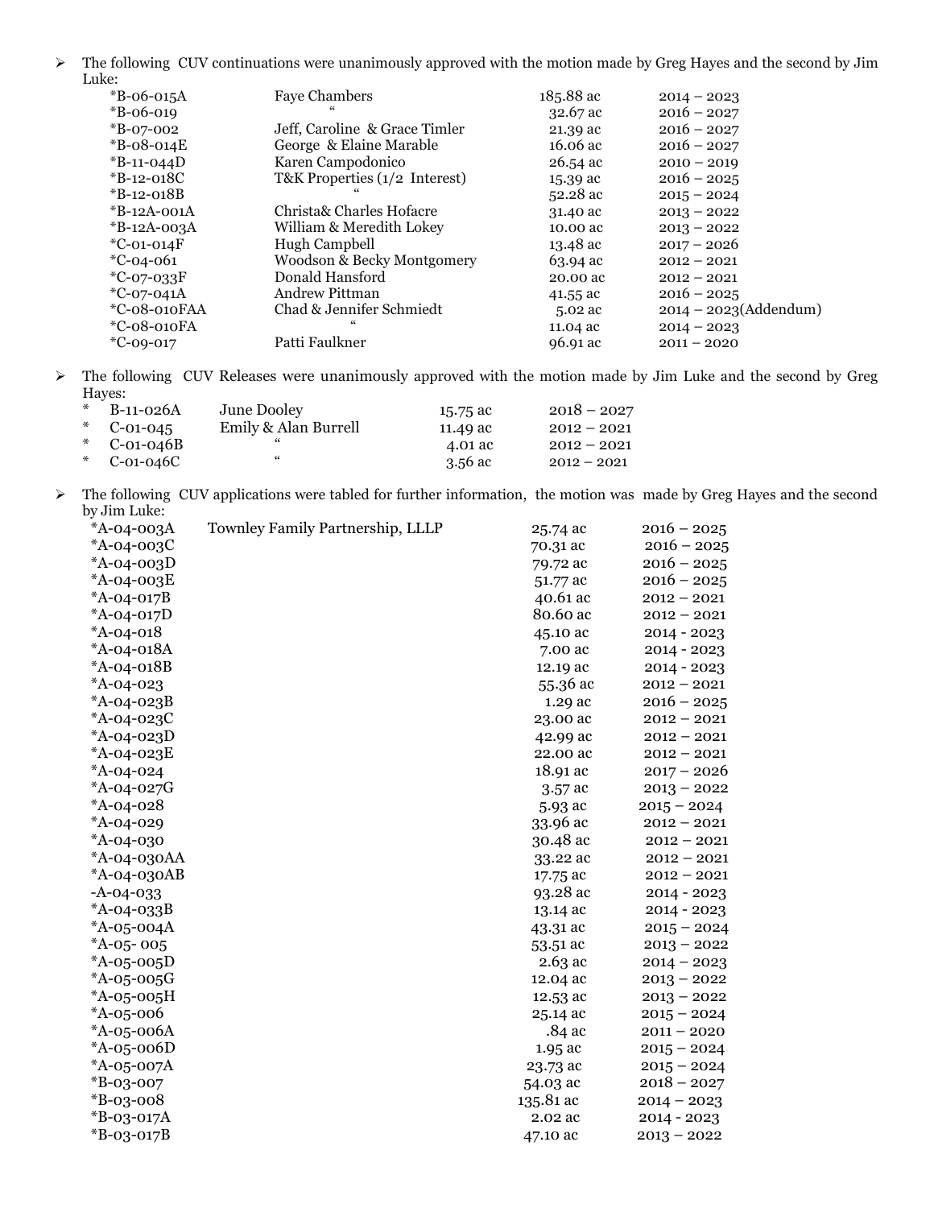- The following CUV continuations were unanimously approved with the motion made by Greg Hayes and the second by Jim Luke:

| | | | |
|---|---|---|---|
| *B-06-015A | Faye Chambers | 185.88 ac | 2014 – 2023 |
| *B-06-019 | “ | 32.67 ac | 2016 – 2027 |
| *B-07-002 | Jeff, Caroline & Grace Timler | 21.39 ac | 2016 – 2027 |
| *B-08-014E | George & Elaine Marable | 16.06 ac | 2016 – 2027 |
| *B-11-044D | Karen Campodonico | 26.54 ac | 2010 – 2019 |
| *B-12-018C | T&K Properties (1/2 Interest) | 15.39 ac | 2016 – 2025 |
| *B-12-018B | “ | 52.28 ac | 2015 – 2024 |
| *B-12A-001A | Christa& Charles Hofacre | 31.40 ac | 2013 – 2022 |
| *B-12A-003A | William & Meredith Lokey | 10.00 ac | 2013 – 2022 |
| *C-01-014F | Hugh Campbell | 13.48 ac | 2017 – 2026 |
| *C-04-061 | Woodson & Becky Montgomery | 63.94 ac | 2012 – 2021 |
| *C-07-033F | Donald Hansford | 20.00 ac | 2012 – 2021 |
| *C-07-041A | Andrew Pittman | 41.55 ac | 2016 – 2025 |
| *C-08-010FAA | Chad & Jennifer Schmiedt | 5.02 ac | 2014 – 2023(Addendum) |
| *C-08-010FA | “ | 11.04 ac | 2014 – 2023 |
| *C-09-017 | Patti Faulkner | 96.91 ac | 2011 – 2020 |

- The following CUV Releases were unanimously approved with the motion made by Jim Luke and the second by Greg Hayes:

| | | | |
|---|---|---|---|
| * B-11-026A | June Dooley | 15.75 ac | 2018 – 2027 |
| * C-01-045 | Emily & Alan Burrell | 11.49 ac | 2012 – 2021 |
| * C-01-046B | “ | 4.01 ac | 2012 – 2021 |
| * C-01-046C | “ | 3.56 ac | 2012 – 2021 |

- The following CUV applications were tabled for further information, the motion was made by Greg Hayes and the second by Jim Luke:

| | | | |
|---|---|---|---|
| *A-04-003A | Townley Family Partnership, LLLP | 25.74 ac | 2016 – 2025 |
| *A-04-003C | | 70.31 ac | 2016 – 2025 |
| *A-04-003D | | 79.72 ac | 2016 – 2025 |
| *A-04-003E | | 51.77 ac | 2016 – 2025 |
| *A-04-017B | | 40.61 ac | 2012 – 2021 |
| *A-04-017D | | 80.60 ac | 2012 – 2021 |
| *A-04-018 | | 45.10 ac | 2014 - 2023 |
| *A-04-018A | | 7.00 ac | 2014 - 2023 |
| *A-04-018B | | 12.19 ac | 2014 - 2023 |
| *A-04-023 | | 55.36 ac | 2012 – 2021 |
| *A-04-023B | | 1.29 ac | 2016 – 2025 |
| *A-04-023C | | 23.00 ac | 2012 – 2021 |
| *A-04-023D | | 42.99 ac | 2012 – 2021 |
| *A-04-023E | | 22.00 ac | 2012 – 2021 |
| *A-04-024 | | 18.91 ac | 2017 – 2026 |
| *A-04-027G | | 3.57 ac | 2013 – 2022 |
| *A-04-028 | | 5.93 ac | 2015 – 2024 |
| *A-04-029 | | 33.96 ac | 2012 – 2021 |
| *A-04-030 | | 30.48 ac | 2012 – 2021 |
| *A-04-030AA | | 33.22 ac | 2012 – 2021 |
| *A-04-030AB | | 17.75 ac | 2012 – 2021 |
| -A-04-033 | | 93.28 ac | 2014 - 2023 |
| *A-04-033B | | 13.14 ac | 2014 - 2023 |
| *A-05-004A | | 43.31 ac | 2015 – 2024 |
| *A-05- 005 | | 53.51 ac | 2013 – 2022 |
| *A-05-005D | | 2.63 ac | 2014 – 2023 |
| *A-05-005G | | 12.04 ac | 2013 – 2022 |
| *A-05-005H | | 12.53 ac | 2013 – 2022 |
| *A-05-006 | | 25.14 ac | 2015 – 2024 |
| *A-05-006A | | .84 ac | 2011 – 2020 |
| *A-05-006D | | 1.95 ac | 2015 – 2024 |
| *A-05-007A | | 23.73 ac | 2015 – 2024 |
| *B-03-007 | | 54.03 ac | 2018 – 2027 |
| *B-03-008 | | 135.81 ac | 2014 – 2023 |
| *B-03-017A | | 2.02 ac | 2014 - 2023 |
| *B-03-017B | | 47.10 ac | 2013 – 2022 |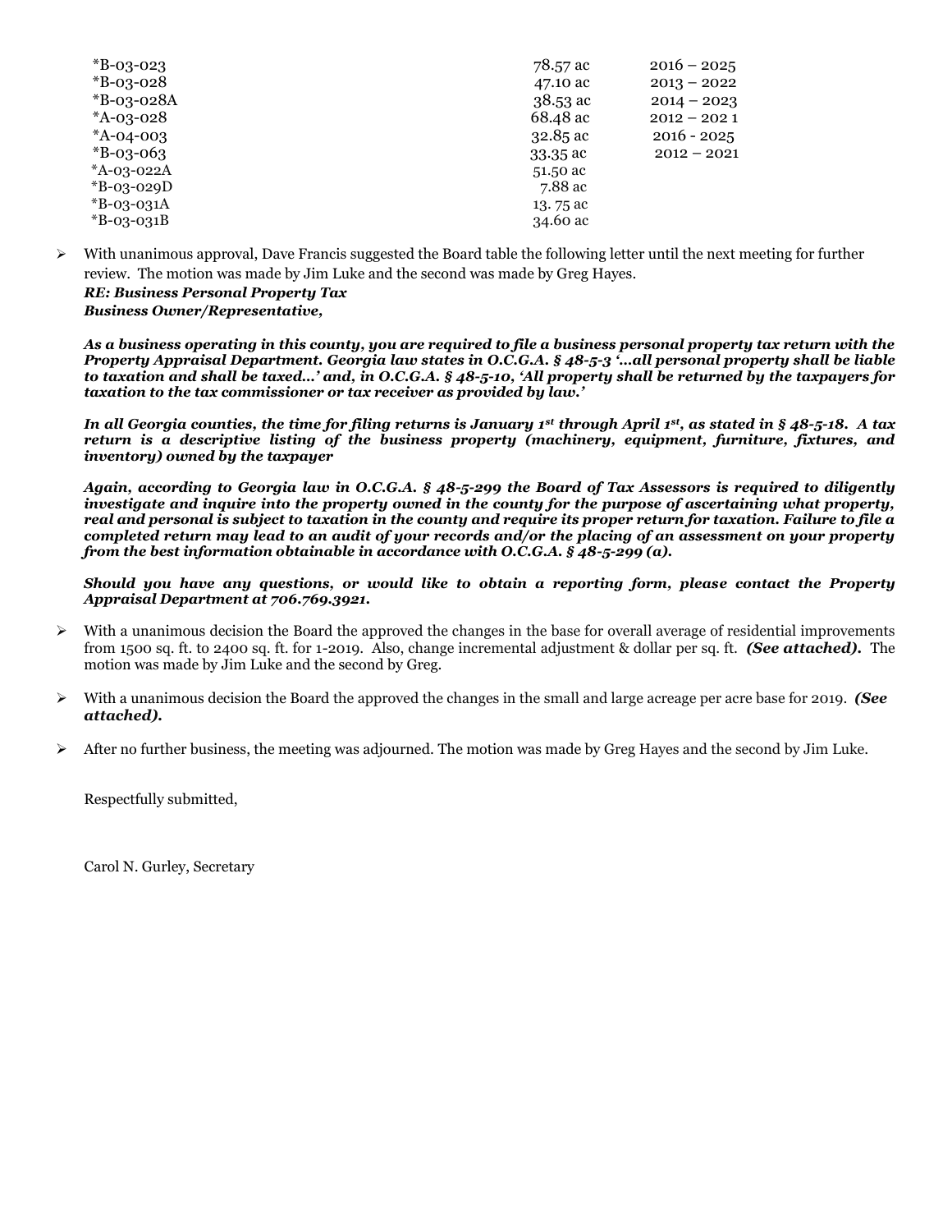| | | |
|---|---|---|
| *B-03-023 | 78.57 ac | 2016 – 2025 |
| *B-03-028 | 47.10 ac | 2013 – 2022 |
| *B-03-028A | 38.53 ac | 2014 – 2023 |
| *A-03-028 | 68.48 ac | 2012 – 202 1 |
| *A-04-003 | 32.85 ac | 2016 - 2025 |
| *B-03-063 | 33.35 ac | 2012 – 2021 |
| *A-03-022A | 51.50 ac | |
| *B-03-029D | 7.88 ac | |
| *B-03-031A | 13. 75 ac | |
| *B-03-031B | 34.60 ac | |

- With unanimous approval, Dave Francis suggested the Board table the following letter until the next meeting for further review. The motion was made by Jim Luke and the second was made by Greg Hayes.

  ***RE: Business Personal Property Tax***
  ***Business Owner/Representative,***

  ***As a business operating in this county, you are required to file a business personal property tax return with the Property Appraisal Department. Georgia law states in O.C.G.A. § 48-5-3 '…all personal property shall be liable to taxation and shall be taxed…' and, in O.C.G.A. § 48-5-10, 'All property shall be returned by the taxpayers for taxation to the tax commissioner or tax receiver as provided by law.'***

  ***In all Georgia counties, the time for filing returns is January 1st through April 1st, as stated in § 48-5-18. A tax return is a descriptive listing of the business property (machinery, equipment, furniture, fixtures, and inventory) owned by the taxpayer***

  ***Again, according to Georgia law in O.C.G.A. § 48-5-299 the Board of Tax Assessors is required to diligently investigate and inquire into the property owned in the county for the purpose of ascertaining what property, real and personal is subject to taxation in the county and require its proper return for taxation. Failure to file a completed return may lead to an audit of your records and/or the placing of an assessment on your property from the best information obtainable in accordance with O.C.G.A. § 48-5-299 (a).***

  ***Should you have any questions, or would like to obtain a reporting form, please contact the Property Appraisal Department at 706.769.3921.***

- With a unanimous decision the Board the approved the changes in the base for overall average of residential improvements from 1500 sq. ft. to 2400 sq. ft. for 1-2019. Also, change incremental adjustment & dollar per sq. ft. ***(See attached).*** The motion was made by Jim Luke and the second by Greg.

- With a unanimous decision the Board the approved the changes in the small and large acreage per acre base for 2019. ***(See attached).***

- After no further business, the meeting was adjourned. The motion was made by Greg Hayes and the second by Jim Luke.

Respectfully submitted,

Carol N. Gurley, Secretary